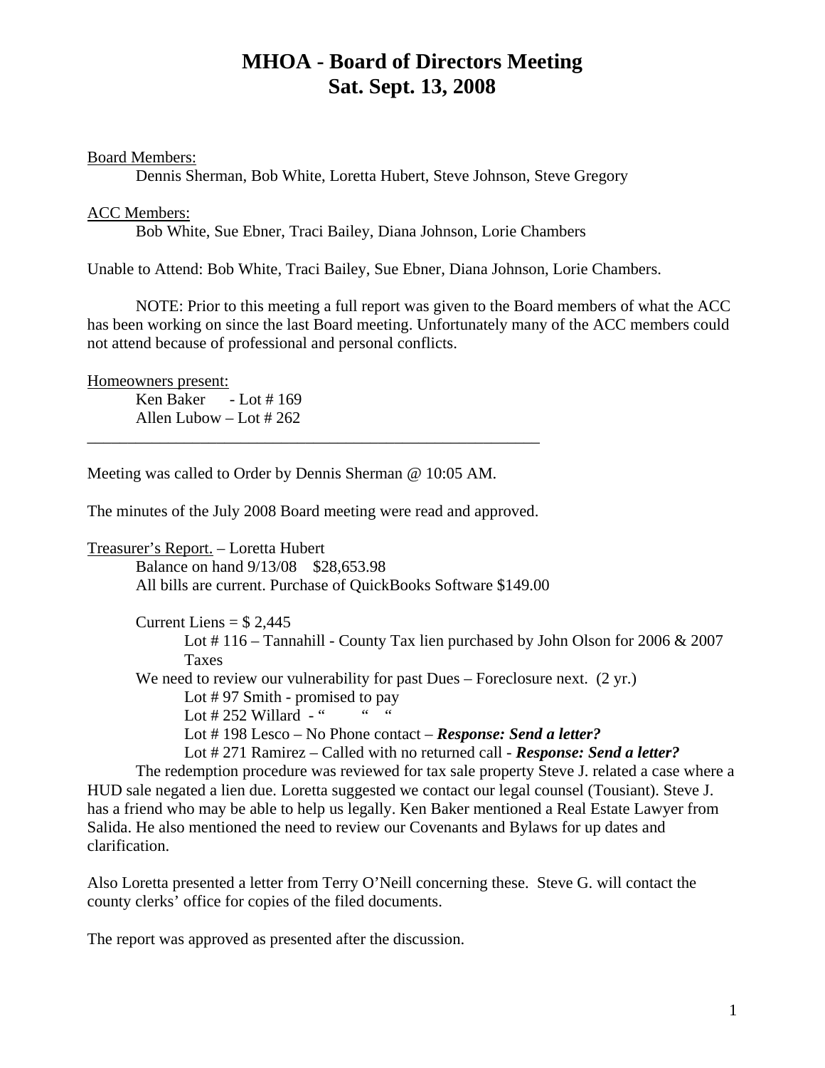# MHOA - Board of Directors Meeting
# Sat. Sept. 13, 2008

<u>Board Members:</u>

Dennis Sherman, Bob White, Loretta Hubert, Steve Johnson, Steve Gregory

<u>ACC Members:</u>

Bob White, Sue Ebner, Traci Bailey, Diana Johnson, Lorie Chambers

Unable to Attend: Bob White, Traci Bailey, Sue Ebner, Diana Johnson, Lorie Chambers.

NOTE: Prior to this meeting a full report was given to the Board members of what the ACC has been working on since the last Board meeting. Unfortunately many of the ACC members could not attend because of professional and personal conflicts.

<u>Homeowners present:</u>

Ken Baker - Lot # 169
Allen Lubow – Lot # 262

---

Meeting was called to Order by Dennis Sherman @ 10:05 AM.

The minutes of the July 2008 Board meeting were read and approved.

<u>Treasurer's Report.</u> – Loretta Hubert

Balance on hand 9/13/08 $28,653.98
All bills are current. Purchase of QuickBooks Software $149.00

Current Liens = $ 2,445

Lot # 116 – Tannahill - County Tax lien purchased by John Olson for 2006 & 2007 Taxes

We need to review our vulnerability for past Dues – Foreclosure next. (2 yr.)

Lot # 97 Smith - promised to pay
Lot # 252 Willard - " " "
Lot # 198 Lesco – No Phone contact – ***Response: Send a letter?***
Lot # 271 Ramirez – Called with no returned call - ***Response: Send a letter?***

The redemption procedure was reviewed for tax sale property Steve J. related a case where a HUD sale negated a lien due. Loretta suggested we contact our legal counsel (Tousiant). Steve J. has a friend who may be able to help us legally. Ken Baker mentioned a Real Estate Lawyer from Salida. He also mentioned the need to review our Covenants and Bylaws for up dates and clarification.

Also Loretta presented a letter from Terry O'Neill concerning these. Steve G. will contact the county clerks' office for copies of the filed documents.

The report was approved as presented after the discussion.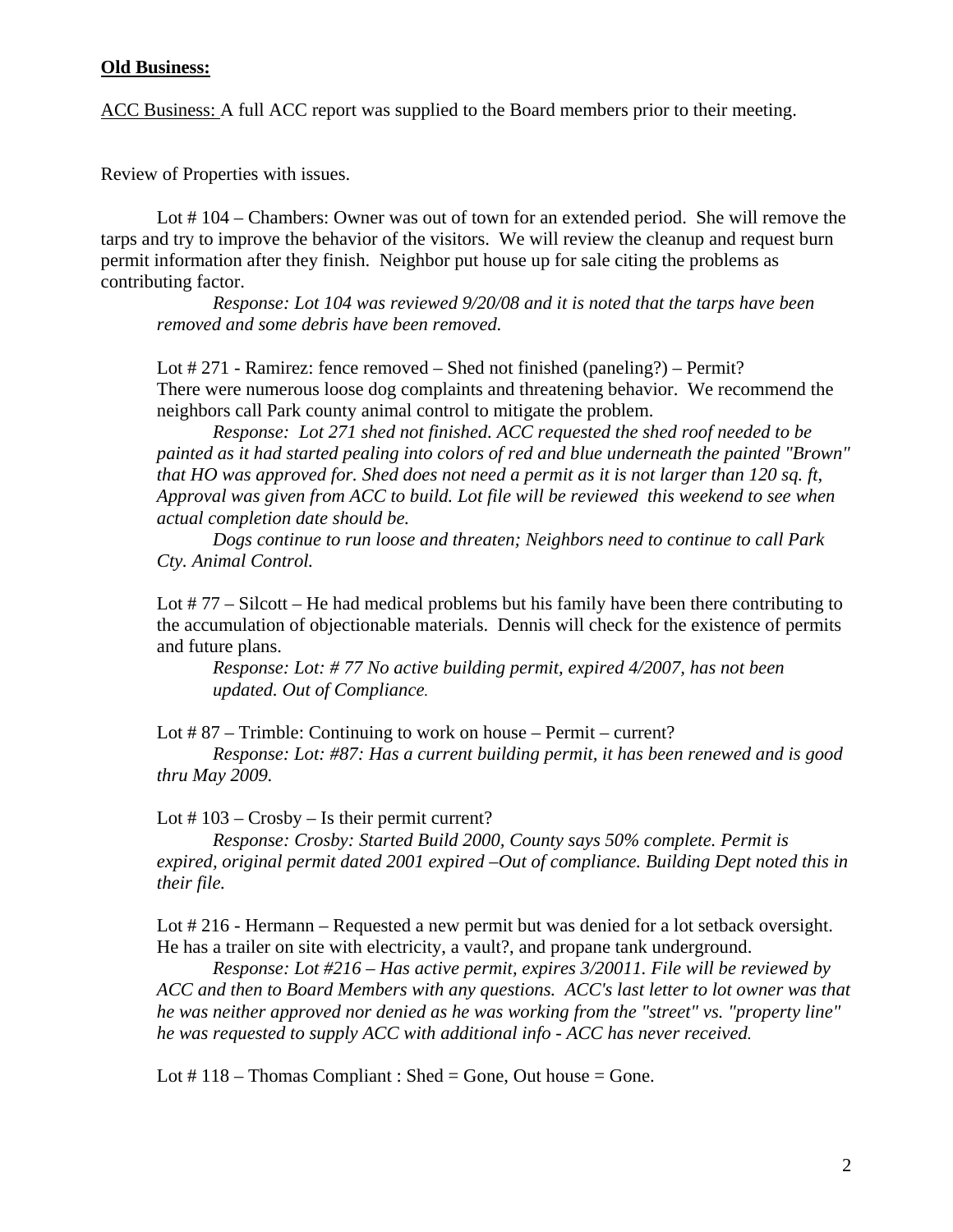**Old Business:**

ACC Business: A full ACC report was supplied to the Board members prior to their meeting.

Review of Properties with issues.

Lot # 104 – Chambers: Owner was out of town for an extended period. She will remove the tarps and try to improve the behavior of the visitors. We will review the cleanup and request burn permit information after they finish. Neighbor put house up for sale citing the problems as contributing factor.

*Response: Lot 104 was reviewed 9/20/08 and it is noted that the tarps have been removed and some debris have been removed.*

Lot # 271 - Ramirez: fence removed – Shed not finished (paneling?) – Permit? There were numerous loose dog complaints and threatening behavior. We recommend the neighbors call Park county animal control to mitigate the problem.

*Response: Lot 271 shed not finished. ACC requested the shed roof needed to be painted as it had started pealing into colors of red and blue underneath the painted "Brown" that HO was approved for. Shed does not need a permit as it is not larger than 120 sq. ft, Approval was given from ACC to build. Lot file will be reviewed this weekend to see when actual completion date should be.*

*Dogs continue to run loose and threaten; Neighbors need to continue to call Park Cty. Animal Control.*

Lot # 77 – Silcott – He had medical problems but his family have been there contributing to the accumulation of objectionable materials. Dennis will check for the existence of permits and future plans.

*Response: Lot: # 77 No active building permit, expired 4/2007, has not been updated. Out of Compliance.*

Lot # 87 – Trimble: Continuing to work on house – Permit – current?

*Response: Lot: #87: Has a current building permit, it has been renewed and is good thru May 2009.*

Lot # 103 – Crosby – Is their permit current?

*Response: Crosby: Started Build 2000, County says 50% complete. Permit is expired, original permit dated 2001 expired –Out of compliance. Building Dept noted this in their file.*

Lot # 216 - Hermann – Requested a new permit but was denied for a lot setback oversight. He has a trailer on site with electricity, a vault?, and propane tank underground.

*Response: Lot #216 – Has active permit, expires 3/20011. File will be reviewed by ACC and then to Board Members with any questions. ACC's last letter to lot owner was that he was neither approved nor denied as he was working from the "street" vs. "property line" he was requested to supply ACC with additional info - ACC has never received.*

Lot # 118 – Thomas Compliant : Shed = Gone, Out house = Gone.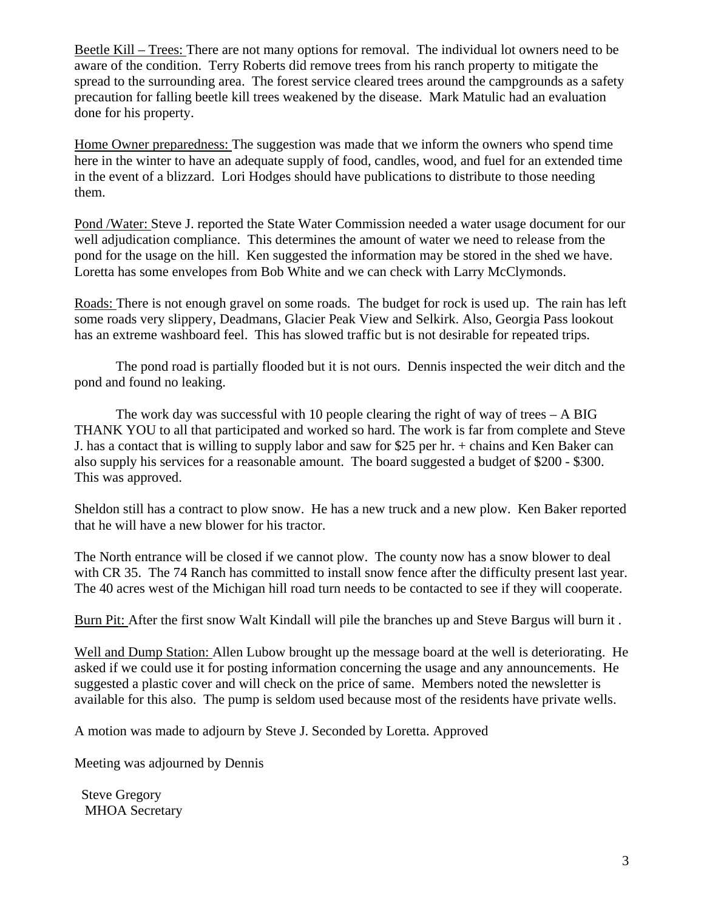Beetle Kill – Trees: There are not many options for removal. The individual lot owners need to be aware of the condition. Terry Roberts did remove trees from his ranch property to mitigate the spread to the surrounding area. The forest service cleared trees around the campgrounds as a safety precaution for falling beetle kill trees weakened by the disease. Mark Matulic had an evaluation done for his property.

Home Owner preparedness: The suggestion was made that we inform the owners who spend time here in the winter to have an adequate supply of food, candles, wood, and fuel for an extended time in the event of a blizzard. Lori Hodges should have publications to distribute to those needing them.

Pond /Water: Steve J. reported the State Water Commission needed a water usage document for our well adjudication compliance. This determines the amount of water we need to release from the pond for the usage on the hill. Ken suggested the information may be stored in the shed we have. Loretta has some envelopes from Bob White and we can check with Larry McClymonds.

Roads: There is not enough gravel on some roads. The budget for rock is used up. The rain has left some roads very slippery, Deadmans, Glacier Peak View and Selkirk. Also, Georgia Pass lookout has an extreme washboard feel. This has slowed traffic but is not desirable for repeated trips.

The pond road is partially flooded but it is not ours. Dennis inspected the weir ditch and the pond and found no leaking.

The work day was successful with 10 people clearing the right of way of trees – A BIG THANK YOU to all that participated and worked so hard. The work is far from complete and Steve J. has a contact that is willing to supply labor and saw for $25 per hr. + chains and Ken Baker can also supply his services for a reasonable amount. The board suggested a budget of $200 - $300. This was approved.

Sheldon still has a contract to plow snow. He has a new truck and a new plow. Ken Baker reported that he will have a new blower for his tractor.

The North entrance will be closed if we cannot plow. The county now has a snow blower to deal with CR 35. The 74 Ranch has committed to install snow fence after the difficulty present last year. The 40 acres west of the Michigan hill road turn needs to be contacted to see if they will cooperate.

Burn Pit: After the first snow Walt Kindall will pile the branches up and Steve Bargus will burn it .

Well and Dump Station: Allen Lubow brought up the message board at the well is deteriorating. He asked if we could use it for posting information concerning the usage and any announcements. He suggested a plastic cover and will check on the price of same. Members noted the newsletter is available for this also. The pump is seldom used because most of the residents have private wells.

A motion was made to adjourn by Steve J. Seconded by Loretta. Approved

Meeting was adjourned by Dennis

Steve Gregory
MHOA Secretary